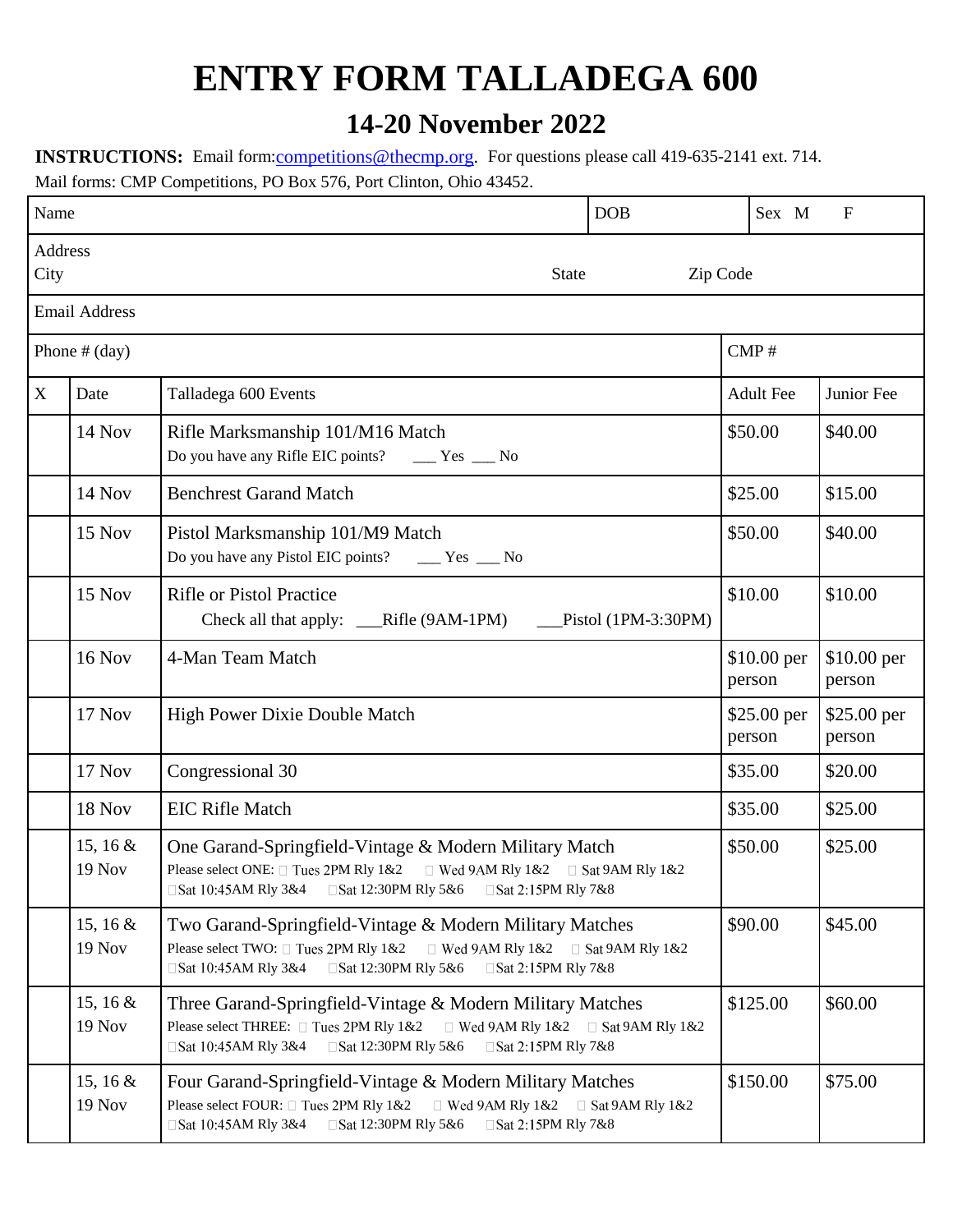# ENTRY FORM TALLADEGA 600

## 14-20 November 2022

**INSTRUCTIONS:** Email form:competitions@thecmp.org. For questions please call 419-635-2141 ext. 714.
Mail forms: CMP Competitions, PO Box 576, Port Clinton, Ohio 43452.

| Name | | DOB | Sex M F |
|---|---|---|---|
| Address<br>City | State | Zip Code | |
| Email Address | | | |
| Phone # (day) | | CMP # | |

| X | Date | Talladega 600 Events | Adult Fee | Junior Fee |
|---|---|---|---|---|
| | 14 Nov | Rifle Marksmanship 101/M16 Match<br>Do you have any Rifle EIC points? ___ Yes ___ No | $50.00 | $40.00 |
| | 14 Nov | Benchrest Garand Match | $25.00 | $15.00 |
| | 15 Nov | Pistol Marksmanship 101/M9 Match<br>Do you have any Pistol EIC points? ___ Yes ___ No | $50.00 | $40.00 |
| | 15 Nov | Rifle or Pistol Practice<br>Check all that apply: ___Rifle (9AM-1PM) ___Pistol (1PM-3:30PM) | $10.00 | $10.00 |
| | 16 Nov | 4-Man Team Match | $10.00 per person | $10.00 per person |
| | 17 Nov | High Power Dixie Double Match | $25.00 per person | $25.00 per person |
| | 17 Nov | Congressional 30 | $35.00 | $20.00 |
| | 18 Nov | EIC Rifle Match | $35.00 | $25.00 |
| | 15, 16 & 19 Nov | One Garand-Springfield-Vintage & Modern Military Match<br>Please select ONE: ☐ Tues 2PM Rly 1&2 ☐ Wed 9AM Rly 1&2 ☐ Sat 9AM Rly 1&2 ☐Sat 10:45AM Rly 3&4 ☐Sat 12:30PM Rly 5&6 ☐Sat 2:15PM Rly 7&8 | $50.00 | $25.00 |
| | 15, 16 & 19 Nov | Two Garand-Springfield-Vintage & Modern Military Matches<br>Please select TWO: ☐ Tues 2PM Rly 1&2 ☐ Wed 9AM Rly 1&2 ☐ Sat 9AM Rly 1&2 ☐Sat 10:45AM Rly 3&4 ☐Sat 12:30PM Rly 5&6 ☐Sat 2:15PM Rly 7&8 | $90.00 | $45.00 |
| | 15, 16 & 19 Nov | Three Garand-Springfield-Vintage & Modern Military Matches<br>Please select THREE: ☐ Tues 2PM Rly 1&2 ☐ Wed 9AM Rly 1&2 ☐ Sat 9AM Rly 1&2 ☐Sat 10:45AM Rly 3&4 ☐Sat 12:30PM Rly 5&6 ☐Sat 2:15PM Rly 7&8 | $125.00 | $60.00 |
| | 15, 16 & 19 Nov | Four Garand-Springfield-Vintage & Modern Military Matches<br>Please select FOUR: ☐ Tues 2PM Rly 1&2 ☐ Wed 9AM Rly 1&2 ☐ Sat 9AM Rly 1&2 ☐Sat 10:45AM Rly 3&4 ☐Sat 12:30PM Rly 5&6 ☐Sat 2:15PM Rly 7&8 | $150.00 | $75.00 |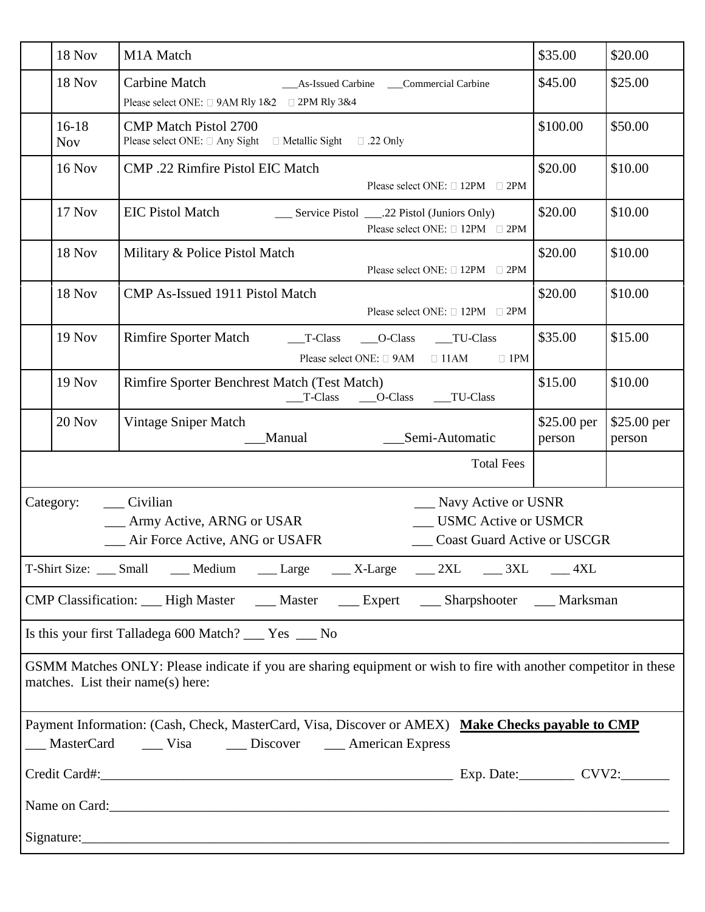| | | | | |
|---|---|---|---|---|
| | 18 Nov | M1A Match | $35.00 | $20.00 |
| | 18 Nov | Carbine Match ___As-Issued Carbine ___Commercial Carbine<br>Please select ONE: ☐ 9AM Rly 1&2 ☐ 2PM Rly 3&4 | $45.00 | $25.00 |
| | 16-18 Nov | CMP Match Pistol 2700<br>Please select ONE: ☐ Any Sight ☐ Metallic Sight ☐ .22 Only | $100.00 | $50.00 |
| | 16 Nov | CMP .22 Rimfire Pistol EIC Match<br>Please select ONE: ☐ 12PM ☐ 2PM | $20.00 | $10.00 |
| | 17 Nov | EIC Pistol Match ___ Service Pistol ___.22 Pistol (Juniors Only)<br>Please select ONE: ☐ 12PM ☐ 2PM | $20.00 | $10.00 |
| | 18 Nov | Military & Police Pistol Match<br>Please select ONE: ☐ 12PM ☐ 2PM | $20.00 | $10.00 |
| | 18 Nov | CMP As-Issued 1911 Pistol Match<br>Please select ONE: ☐ 12PM ☐ 2PM | $20.00 | $10.00 |
| | 19 Nov | Rimfire Sporter Match ___T-Class ___O-Class ___TU-Class<br>Please select ONE: ☐ 9AM ☐ 11AM ☐ 1PM | $35.00 | $15.00 |
| | 19 Nov | Rimfire Sporter Benchrest Match (Test Match)<br>___T-Class ___O-Class ___TU-Class | $15.00 | $10.00 |
| | 20 Nov | Vintage Sniper Match<br>___Manual ___Semi-Automatic | $25.00 per person | $25.00 per person |
| | | Total Fees | | |

Category: ___ Civilian
___ Army Active, ARNG or USAR
___ Air Force Active, ANG or USAFR
___ Navy Active or USNR
___ USMC Active or USMCR
___ Coast Guard Active or USCGR

T-Shirt Size: ___ Small ___ Medium ___ Large ___ X-Large ___ 2XL ___ 3XL ___ 4XL

CMP Classification: ___ High Master ___ Master ___ Expert ___ Sharpshooter ___ Marksman

Is this your first Talladega 600 Match? ___ Yes ___ No

GSMM Matches ONLY: Please indicate if you are sharing equipment or wish to fire with another competitor in these matches. List their name(s) here:

Payment Information: (Cash, Check, MasterCard, Visa, Discover or AMEX) **Make Checks payable to CMP**

___ MasterCard ___ Visa ___ Discover ___ American Express

Credit Card#:_______________________________________________ Exp. Date:________ CVV2:_______

Name on Card:_______________________________________________________________________________

Signature:___________________________________________________________________________________